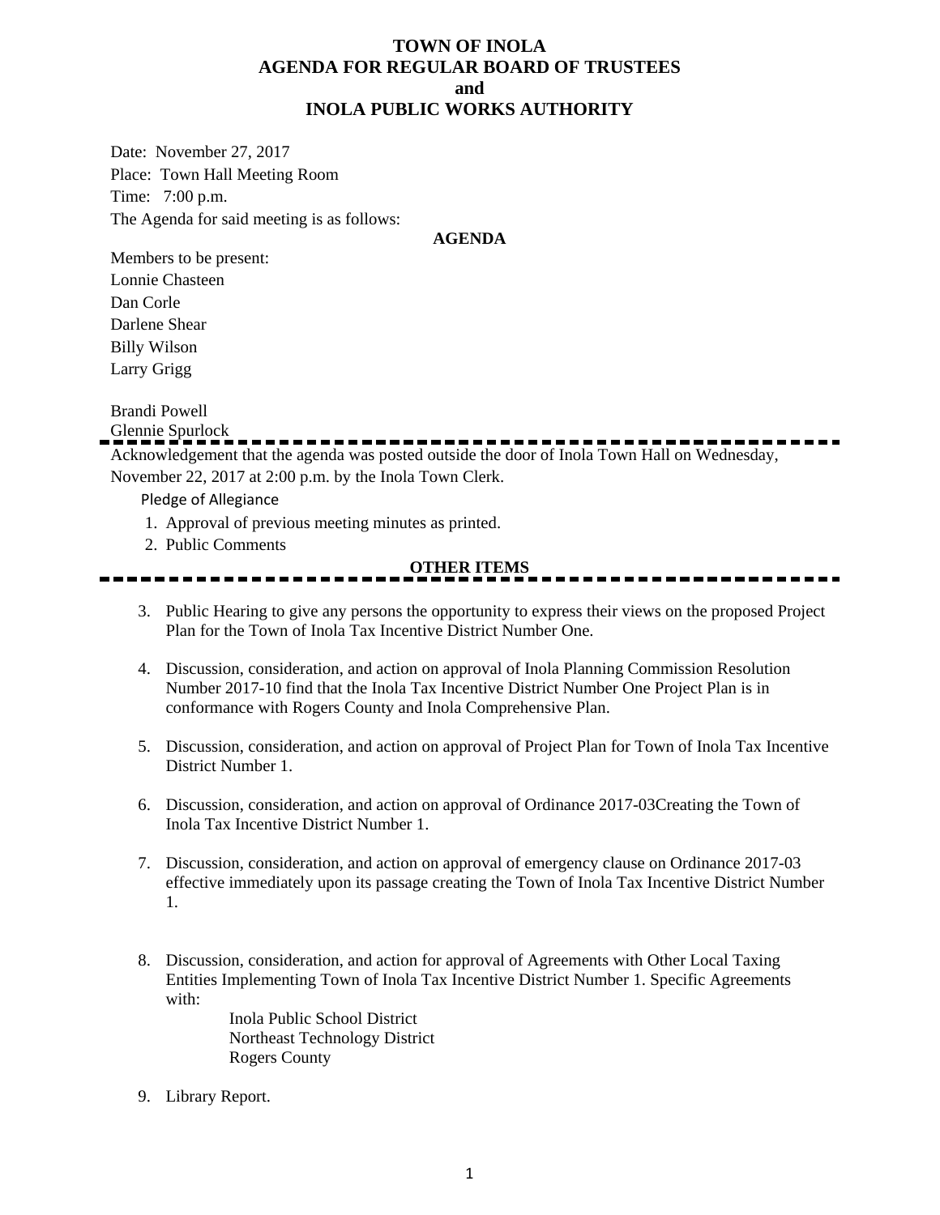# TOWN OF INOLA
# AGENDA FOR REGULAR BOARD OF TRUSTEES
# and
# INOLA PUBLIC WORKS AUTHORITY

Date: November 27, 2017

Place: Town Hall Meeting Room

Time: 7:00 p.m.

The Agenda for said meeting is as follows:

**AGENDA**

Members to be present:

Lonnie Chasteen

Dan Corle

Darlene Shear

Billy Wilson

Larry Grigg

Brandi Powell

Glennie Spurlock

---

Acknowledgement that the agenda was posted outside the door of Inola Town Hall on Wednesday, November 22, 2017 at 2:00 p.m. by the Inola Town Clerk.

Pledge of Allegiance

1. Approval of previous meeting minutes as printed.
2. Public Comments

**OTHER ITEMS**

---

3. Public Hearing to give any persons the opportunity to express their views on the proposed Project Plan for the Town of Inola Tax Incentive District Number One.

4. Discussion, consideration, and action on approval of Inola Planning Commission Resolution Number 2017-10 find that the Inola Tax Incentive District Number One Project Plan is in conformance with Rogers County and Inola Comprehensive Plan.

5. Discussion, consideration, and action on approval of Project Plan for Town of Inola Tax Incentive District Number 1.

6. Discussion, consideration, and action on approval of Ordinance 2017-03Creating the Town of Inola Tax Incentive District Number 1.

7. Discussion, consideration, and action on approval of emergency clause on Ordinance 2017-03 effective immediately upon its passage creating the Town of Inola Tax Incentive District Number 1.

8. Discussion, consideration, and action for approval of Agreements with Other Local Taxing Entities Implementing Town of Inola Tax Incentive District Number 1. Specific Agreements with:

   Inola Public School District
   Northeast Technology District
   Rogers County

9. Library Report.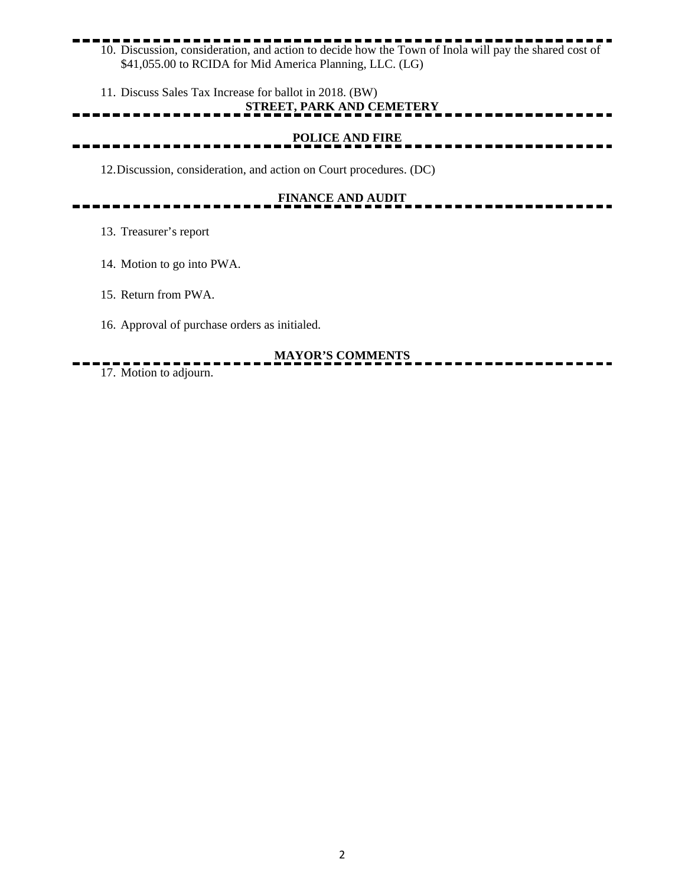10. Discussion, consideration, and action to decide how the Town of Inola will pay the shared cost of $41,055.00 to RCIDA for Mid America Planning, LLC. (LG)

11. Discuss Sales Tax Increase for ballot in 2018. (BW)

## STREET, PARK AND CEMETERY

## POLICE AND FIRE

12. Discussion, consideration, and action on Court procedures. (DC)

## FINANCE AND AUDIT

13. Treasurer's report

14. Motion to go into PWA.

15. Return from PWA.

16. Approval of purchase orders as initialed.

## MAYOR'S COMMENTS

17. Motion to adjourn.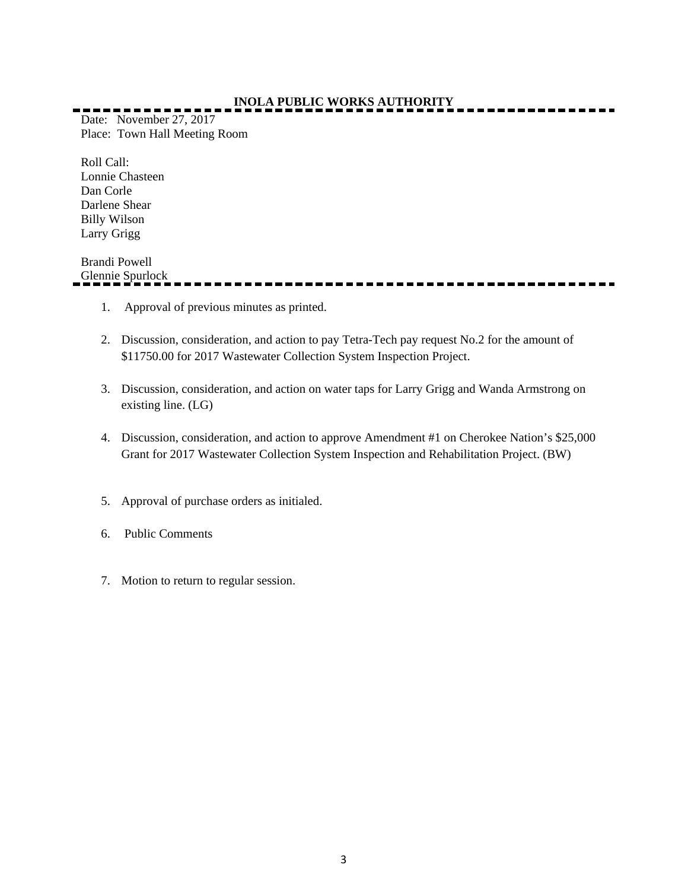**INOLA PUBLIC WORKS AUTHORITY**

---

Date: November 27, 2017
Place: Town Hall Meeting Room

Roll Call:
Lonnie Chasteen
Dan Corle
Darlene Shear
Billy Wilson
Larry Grigg

Brandi Powell
Glennie Spurlock

---

1. Approval of previous minutes as printed.

2. Discussion, consideration, and action to pay Tetra-Tech pay request No.2 for the amount of $11750.00 for 2017 Wastewater Collection System Inspection Project.

3. Discussion, consideration, and action on water taps for Larry Grigg and Wanda Armstrong on existing line. (LG)

4. Discussion, consideration, and action to approve Amendment #1 on Cherokee Nation's $25,000 Grant for 2017 Wastewater Collection System Inspection and Rehabilitation Project. (BW)

5. Approval of purchase orders as initialed.

6. Public Comments

7. Motion to return to regular session.